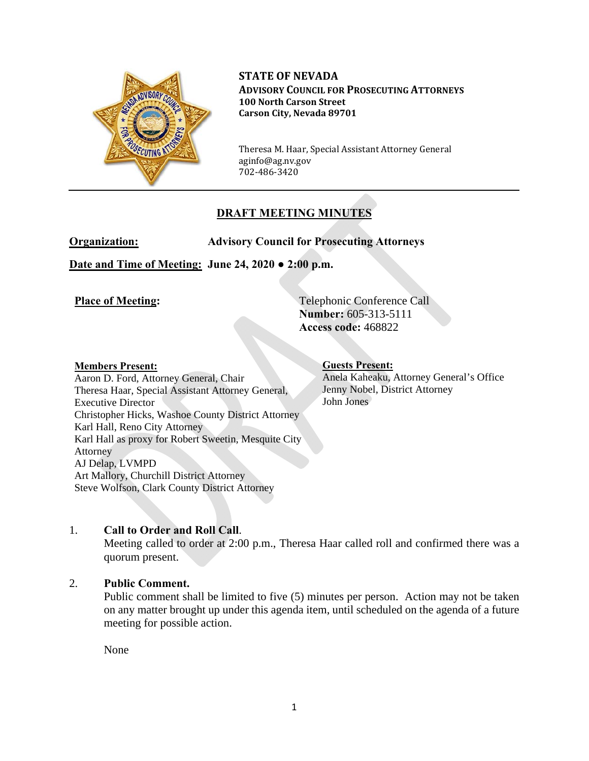**STATE OF NEVADA**
**ADVISORY COUNCIL FOR PROSECUTING ATTORNEYS**
**100 North Carson Street**
**Carson City, Nevada 89701**

Theresa M. Haar, Special Assistant Attorney General
aginfo@ag.nv.gov
702-486-3420

## DRAFT MEETING MINUTES

**Organization:** **Advisory Council for Prosecuting Attorneys**

**Date and Time of Meeting: June 24, 2020 ● 2:00 p.m.**

**Place of Meeting:** Telephonic Conference Call
**Number:** 605-313-5111
**Access code:** 468822

**Members Present:**
Aaron D. Ford, Attorney General, Chair
Theresa Haar, Special Assistant Attorney General, Executive Director
Christopher Hicks, Washoe County District Attorney
Karl Hall, Reno City Attorney
Karl Hall as proxy for Robert Sweetin, Mesquite City Attorney
AJ Delap, LVMPD
Art Mallory, Churchill District Attorney
Steve Wolfson, Clark County District Attorney

**Guests Present:**
Anela Kaheaku, Attorney General's Office
Jenny Nobel, District Attorney
John Jones

1. **Call to Order and Roll Call**.
Meeting called to order at 2:00 p.m., Theresa Haar called roll and confirmed there was a quorum present.

2. **Public Comment.**
Public comment shall be limited to five (5) minutes per person. Action may not be taken on any matter brought up under this agenda item, until scheduled on the agenda of a future meeting for possible action.

None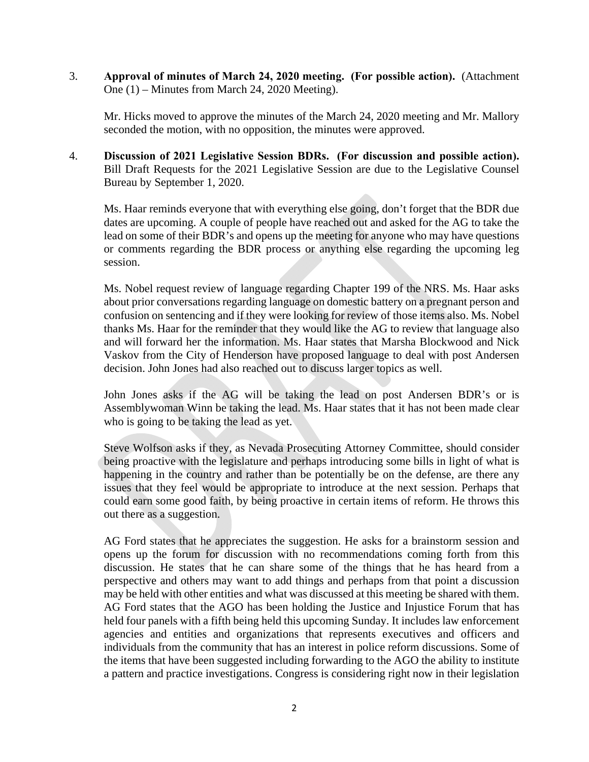3. **Approval of minutes of March 24, 2020 meeting. (For possible action).** (Attachment One (1) – Minutes from March 24, 2020 Meeting).

   Mr. Hicks moved to approve the minutes of the March 24, 2020 meeting and Mr. Mallory seconded the motion, with no opposition, the minutes were approved.

4. **Discussion of 2021 Legislative Session BDRs. (For discussion and possible action).** Bill Draft Requests for the 2021 Legislative Session are due to the Legislative Counsel Bureau by September 1, 2020.

   Ms. Haar reminds everyone that with everything else going, don't forget that the BDR due dates are upcoming. A couple of people have reached out and asked for the AG to take the lead on some of their BDR's and opens up the meeting for anyone who may have questions or comments regarding the BDR process or anything else regarding the upcoming leg session.

   Ms. Nobel request review of language regarding Chapter 199 of the NRS. Ms. Haar asks about prior conversations regarding language on domestic battery on a pregnant person and confusion on sentencing and if they were looking for review of those items also. Ms. Nobel thanks Ms. Haar for the reminder that they would like the AG to review that language also and will forward her the information. Ms. Haar states that Marsha Blockwood and Nick Vaskov from the City of Henderson have proposed language to deal with post Andersen decision. John Jones had also reached out to discuss larger topics as well.

   John Jones asks if the AG will be taking the lead on post Andersen BDR's or is Assemblywoman Winn be taking the lead. Ms. Haar states that it has not been made clear who is going to be taking the lead as yet.

   Steve Wolfson asks if they, as Nevada Prosecuting Attorney Committee, should consider being proactive with the legislature and perhaps introducing some bills in light of what is happening in the country and rather than be potentially be on the defense, are there any issues that they feel would be appropriate to introduce at the next session. Perhaps that could earn some good faith, by being proactive in certain items of reform. He throws this out there as a suggestion.

   AG Ford states that he appreciates the suggestion. He asks for a brainstorm session and opens up the forum for discussion with no recommendations coming forth from this discussion. He states that he can share some of the things that he has heard from a perspective and others may want to add things and perhaps from that point a discussion may be held with other entities and what was discussed at this meeting be shared with them. AG Ford states that the AGO has been holding the Justice and Injustice Forum that has held four panels with a fifth being held this upcoming Sunday. It includes law enforcement agencies and entities and organizations that represents executives and officers and individuals from the community that has an interest in police reform discussions. Some of the items that have been suggested including forwarding to the AGO the ability to institute a pattern and practice investigations. Congress is considering right now in their legislation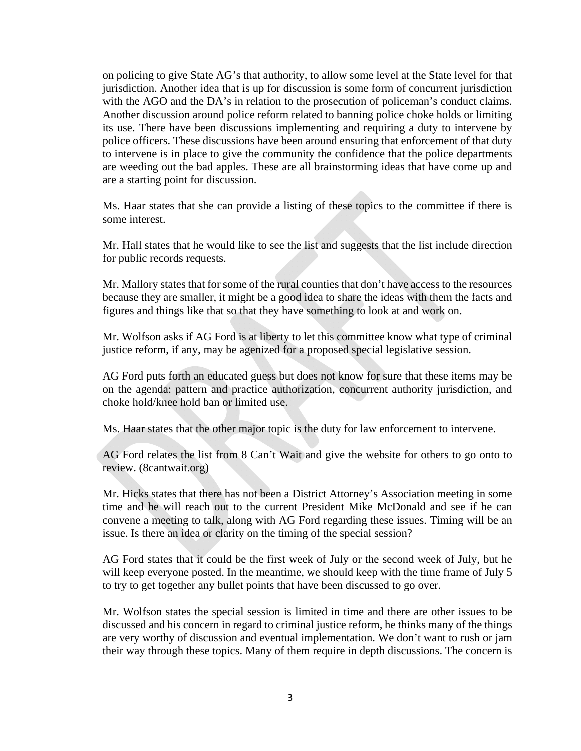on policing to give State AG's that authority, to allow some level at the State level for that jurisdiction. Another idea that is up for discussion is some form of concurrent jurisdiction with the AGO and the DA's in relation to the prosecution of policeman's conduct claims. Another discussion around police reform related to banning police choke holds or limiting its use. There have been discussions implementing and requiring a duty to intervene by police officers. These discussions have been around ensuring that enforcement of that duty to intervene is in place to give the community the confidence that the police departments are weeding out the bad apples. These are all brainstorming ideas that have come up and are a starting point for discussion.

Ms. Haar states that she can provide a listing of these topics to the committee if there is some interest.

Mr. Hall states that he would like to see the list and suggests that the list include direction for public records requests.

Mr. Mallory states that for some of the rural counties that don't have access to the resources because they are smaller, it might be a good idea to share the ideas with them the facts and figures and things like that so that they have something to look at and work on.

Mr. Wolfson asks if AG Ford is at liberty to let this committee know what type of criminal justice reform, if any, may be agenized for a proposed special legislative session.

AG Ford puts forth an educated guess but does not know for sure that these items may be on the agenda: pattern and practice authorization, concurrent authority jurisdiction, and choke hold/knee hold ban or limited use.

Ms. Haar states that the other major topic is the duty for law enforcement to intervene.

AG Ford relates the list from 8 Can't Wait and give the website for others to go onto to review. (8cantwait.org)

Mr. Hicks states that there has not been a District Attorney's Association meeting in some time and he will reach out to the current President Mike McDonald and see if he can convene a meeting to talk, along with AG Ford regarding these issues. Timing will be an issue. Is there an idea or clarity on the timing of the special session?

AG Ford states that it could be the first week of July or the second week of July, but he will keep everyone posted. In the meantime, we should keep with the time frame of July 5 to try to get together any bullet points that have been discussed to go over.

Mr. Wolfson states the special session is limited in time and there are other issues to be discussed and his concern in regard to criminal justice reform, he thinks many of the things are very worthy of discussion and eventual implementation. We don't want to rush or jam their way through these topics. Many of them require in depth discussions. The concern is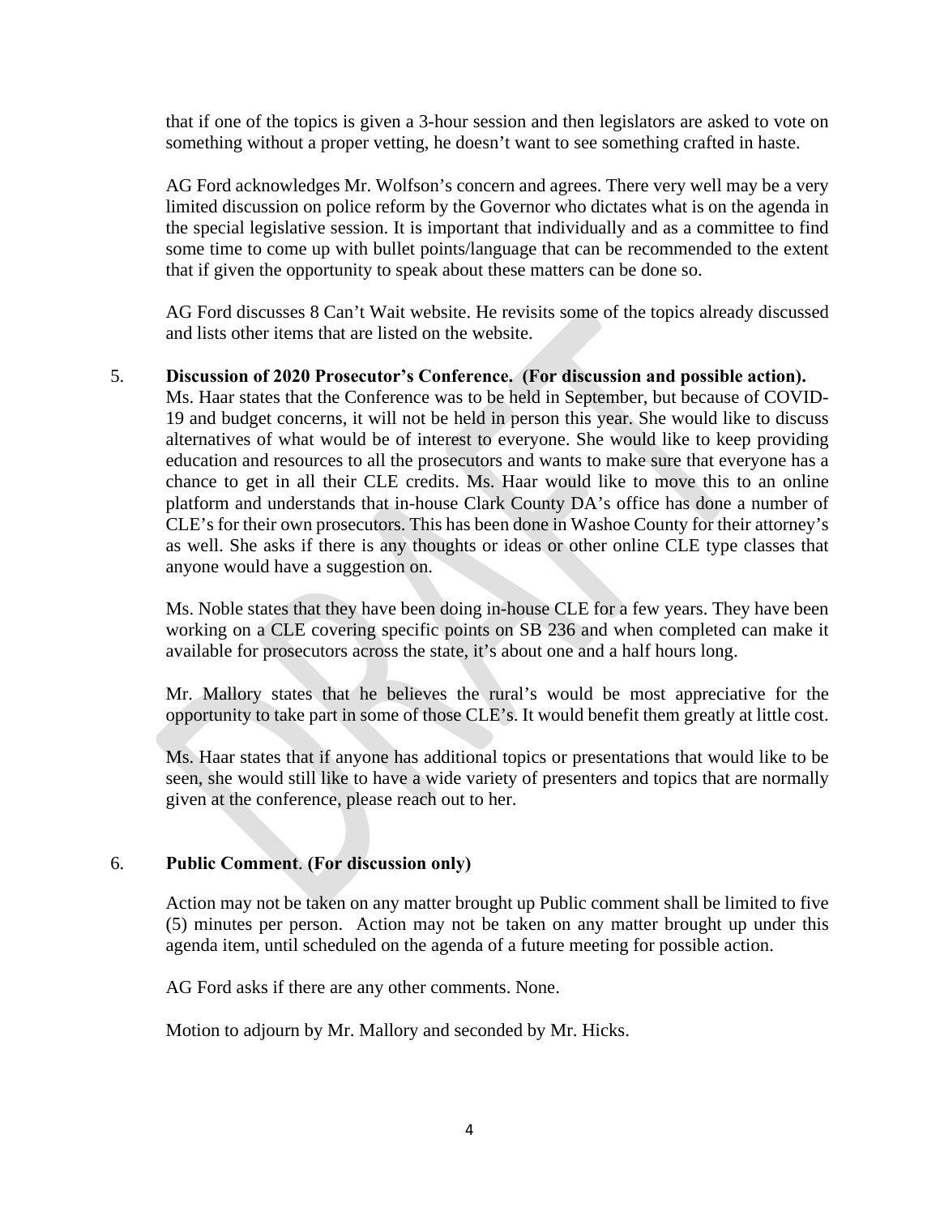that if one of the topics is given a 3-hour session and then legislators are asked to vote on something without a proper vetting, he doesn't want to see something crafted in haste.

AG Ford acknowledges Mr. Wolfson's concern and agrees. There very well may be a very limited discussion on police reform by the Governor who dictates what is on the agenda in the special legislative session. It is important that individually and as a committee to find some time to come up with bullet points/language that can be recommended to the extent that if given the opportunity to speak about these matters can be done so.

AG Ford discusses 8 Can't Wait website. He revisits some of the topics already discussed and lists other items that are listed on the website.

5. **Discussion of 2020 Prosecutor's Conference. (For discussion and possible action).** Ms. Haar states that the Conference was to be held in September, but because of COVID-19 and budget concerns, it will not be held in person this year. She would like to discuss alternatives of what would be of interest to everyone. She would like to keep providing education and resources to all the prosecutors and wants to make sure that everyone has a chance to get in all their CLE credits. Ms. Haar would like to move this to an online platform and understands that in-house Clark County DA's office has done a number of CLE's for their own prosecutors. This has been done in Washoe County for their attorney's as well. She asks if there is any thoughts or ideas or other online CLE type classes that anyone would have a suggestion on.

   Ms. Noble states that they have been doing in-house CLE for a few years. They have been working on a CLE covering specific points on SB 236 and when completed can make it available for prosecutors across the state, it's about one and a half hours long.

   Mr. Mallory states that he believes the rural's would be most appreciative for the opportunity to take part in some of those CLE's. It would benefit them greatly at little cost.

   Ms. Haar states that if anyone has additional topics or presentations that would like to be seen, she would still like to have a wide variety of presenters and topics that are normally given at the conference, please reach out to her.

6. **Public Comment**. **(For discussion only)**

   Action may not be taken on any matter brought up Public comment shall be limited to five (5) minutes per person. Action may not be taken on any matter brought up under this agenda item, until scheduled on the agenda of a future meeting for possible action.

   AG Ford asks if there are any other comments. None.

   Motion to adjourn by Mr. Mallory and seconded by Mr. Hicks.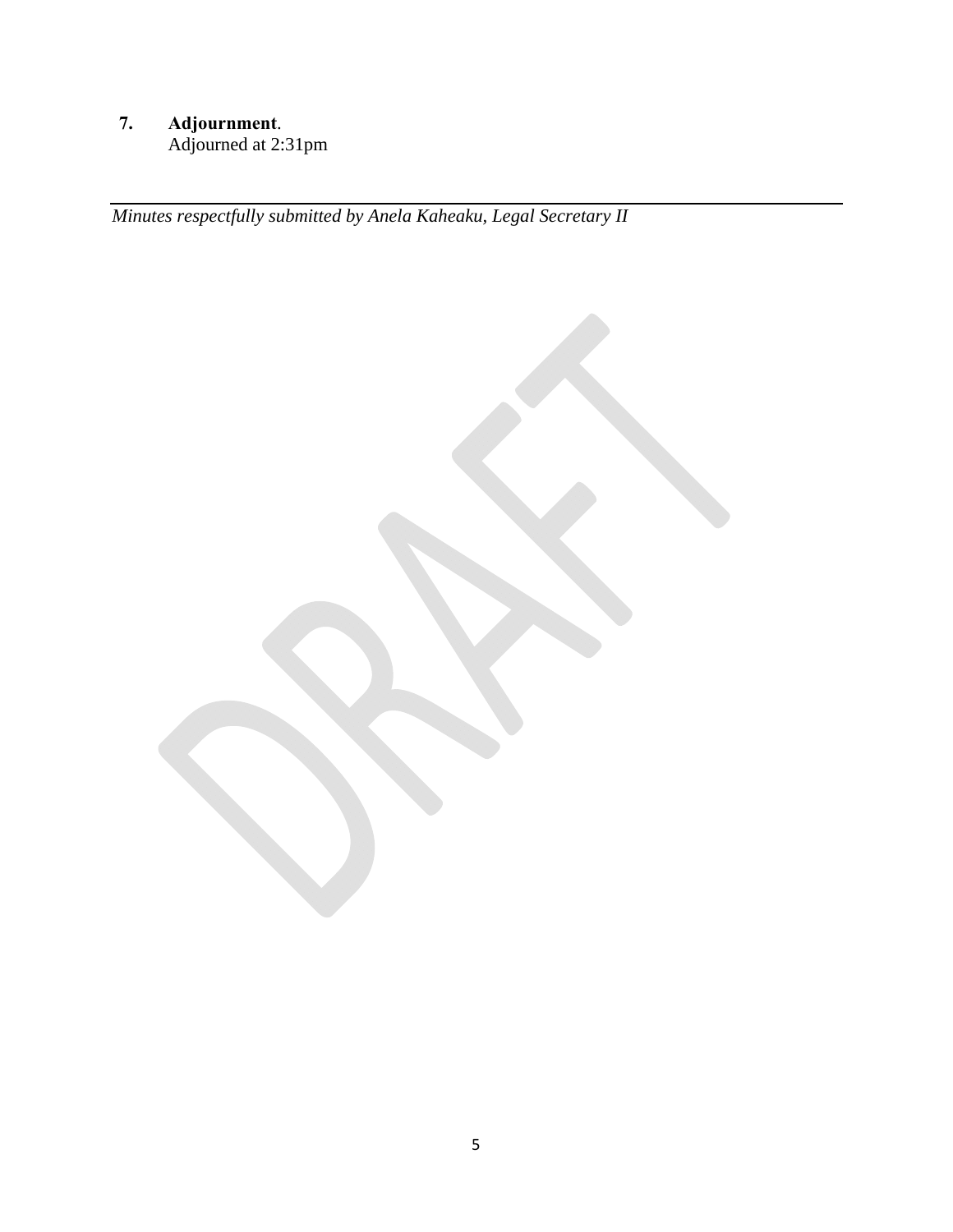**7. Adjournment**.

Adjourned at 2:31pm

---

*Minutes respectfully submitted by Anela Kaheaku, Legal Secretary II*